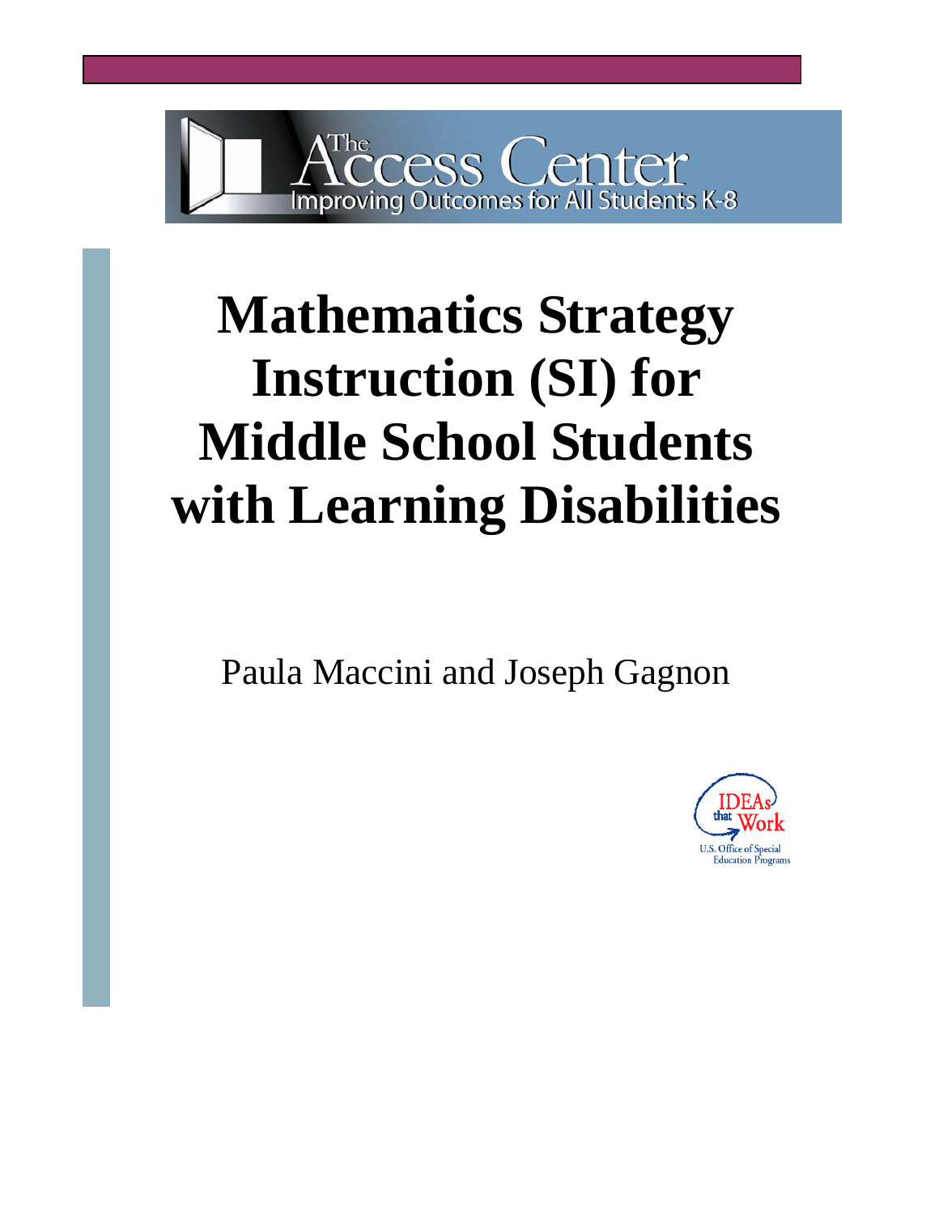The Access Center

Improving Outcomes for All Students K-8

# Mathematics Strategy Instruction (SI) for Middle School Students with Learning Disabilities

Paula Maccini and Joseph Gagnon

IDEAs that Work

U.S. Office of Special Education Programs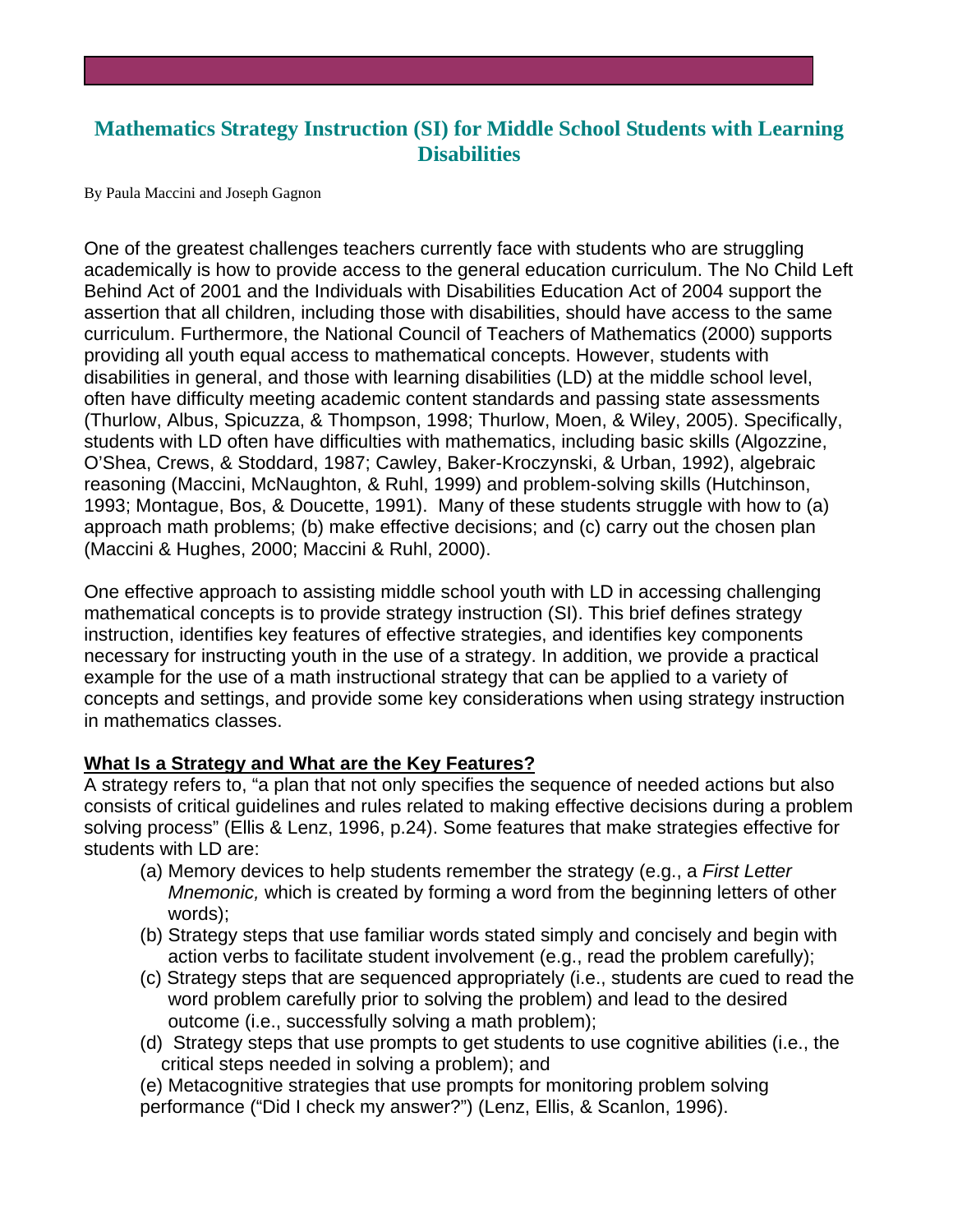## Mathematics Strategy Instruction (SI) for Middle School Students with Learning Disabilities

By Paula Maccini and Joseph Gagnon

One of the greatest challenges teachers currently face with students who are struggling academically is how to provide access to the general education curriculum. The No Child Left Behind Act of 2001 and the Individuals with Disabilities Education Act of 2004 support the assertion that all children, including those with disabilities, should have access to the same curriculum. Furthermore, the National Council of Teachers of Mathematics (2000) supports providing all youth equal access to mathematical concepts. However, students with disabilities in general, and those with learning disabilities (LD) at the middle school level, often have difficulty meeting academic content standards and passing state assessments (Thurlow, Albus, Spicuzza, & Thompson, 1998; Thurlow, Moen, & Wiley, 2005). Specifically, students with LD often have difficulties with mathematics, including basic skills (Algozzine, O'Shea, Crews, & Stoddard, 1987; Cawley, Baker-Kroczynski, & Urban, 1992), algebraic reasoning (Maccini, McNaughton, & Ruhl, 1999) and problem-solving skills (Hutchinson, 1993; Montague, Bos, & Doucette, 1991). Many of these students struggle with how to (a) approach math problems; (b) make effective decisions; and (c) carry out the chosen plan (Maccini & Hughes, 2000; Maccini & Ruhl, 2000).

One effective approach to assisting middle school youth with LD in accessing challenging mathematical concepts is to provide strategy instruction (SI). This brief defines strategy instruction, identifies key features of effective strategies, and identifies key components necessary for instructing youth in the use of a strategy. In addition, we provide a practical example for the use of a math instructional strategy that can be applied to a variety of concepts and settings, and provide some key considerations when using strategy instruction in mathematics classes.

**<u>What Is a Strategy and What are the Key Features?</u>**

A strategy refers to, "a plan that not only specifies the sequence of needed actions but also consists of critical guidelines and rules related to making effective decisions during a problem solving process" (Ellis & Lenz, 1996, p.24). Some features that make strategies effective for students with LD are:

(a) Memory devices to help students remember the strategy (e.g., a *First Letter Mnemonic,* which is created by forming a word from the beginning letters of other words);

(b) Strategy steps that use familiar words stated simply and concisely and begin with action verbs to facilitate student involvement (e.g., read the problem carefully);

(c) Strategy steps that are sequenced appropriately (i.e., students are cued to read the word problem carefully prior to solving the problem) and lead to the desired outcome (i.e., successfully solving a math problem);

(d) Strategy steps that use prompts to get students to use cognitive abilities (i.e., the critical steps needed in solving a problem); and

(e) Metacognitive strategies that use prompts for monitoring problem solving performance ("Did I check my answer?") (Lenz, Ellis, & Scanlon, 1996).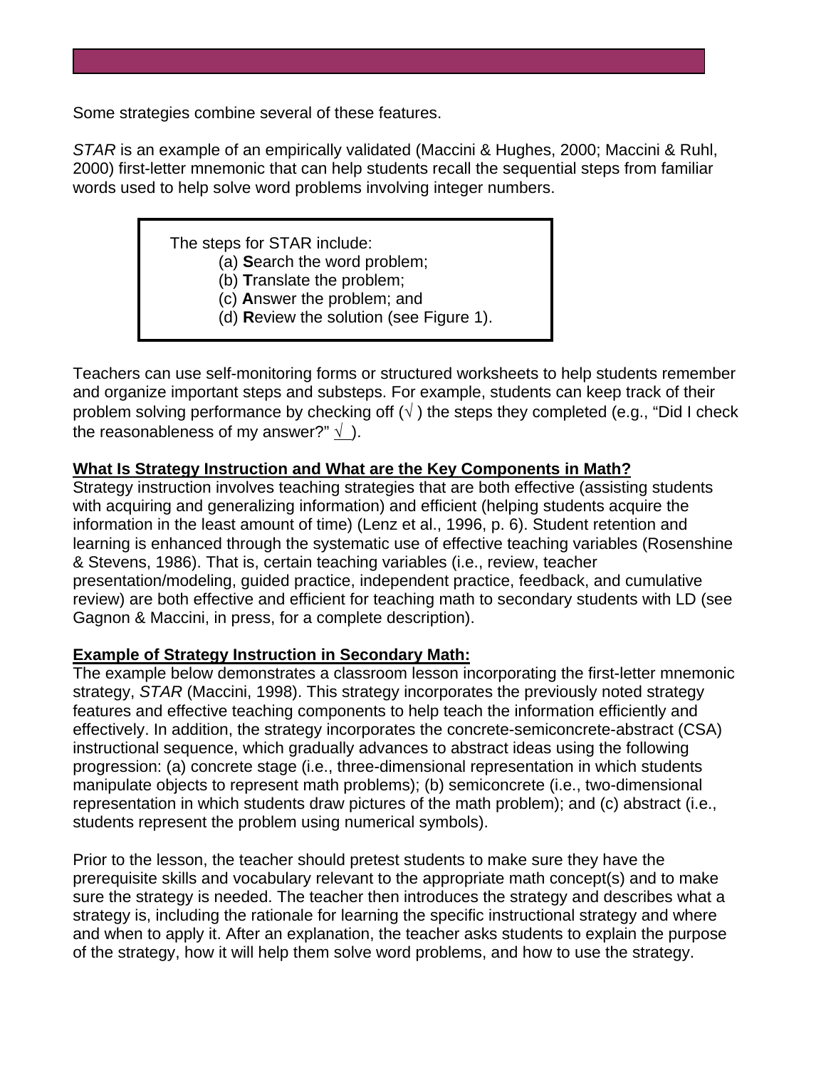Some strategies combine several of these features.

*STAR* is an example of an empirically validated (Maccini & Hughes, 2000; Maccini & Ruhl, 2000) first-letter mnemonic that can help students recall the sequential steps from familiar words used to help solve word problems involving integer numbers.

> The steps for STAR include:
> (a) **S**earch the word problem;
> (b) **T**ranslate the problem;
> (c) **A**nswer the problem; and
> (d) **R**eview the solution (see Figure 1).

Teachers can use self-monitoring forms or structured worksheets to help students remember and organize important steps and substeps. For example, students can keep track of their problem solving performance by checking off (√ ) the steps they completed (e.g., "Did I check the reasonableness of my answer?" √ ).

**What Is Strategy Instruction and What are the Key Components in Math?**

Strategy instruction involves teaching strategies that are both effective (assisting students with acquiring and generalizing information) and efficient (helping students acquire the information in the least amount of time) (Lenz et al., 1996, p. 6). Student retention and learning is enhanced through the systematic use of effective teaching variables (Rosenshine & Stevens, 1986). That is, certain teaching variables (i.e., review, teacher presentation/modeling, guided practice, independent practice, feedback, and cumulative review) are both effective and efficient for teaching math to secondary students with LD (see Gagnon & Maccini, in press, for a complete description).

**Example of Strategy Instruction in Secondary Math:**

The example below demonstrates a classroom lesson incorporating the first-letter mnemonic strategy, *STAR* (Maccini, 1998). This strategy incorporates the previously noted strategy features and effective teaching components to help teach the information efficiently and effectively. In addition, the strategy incorporates the concrete-semiconcrete-abstract (CSA) instructional sequence, which gradually advances to abstract ideas using the following progression: (a) concrete stage (i.e., three-dimensional representation in which students manipulate objects to represent math problems); (b) semiconcrete (i.e., two-dimensional representation in which students draw pictures of the math problem); and (c) abstract (i.e., students represent the problem using numerical symbols).

Prior to the lesson, the teacher should pretest students to make sure they have the prerequisite skills and vocabulary relevant to the appropriate math concept(s) and to make sure the strategy is needed. The teacher then introduces the strategy and describes what a strategy is, including the rationale for learning the specific instructional strategy and where and when to apply it. After an explanation, the teacher asks students to explain the purpose of the strategy, how it will help them solve word problems, and how to use the strategy.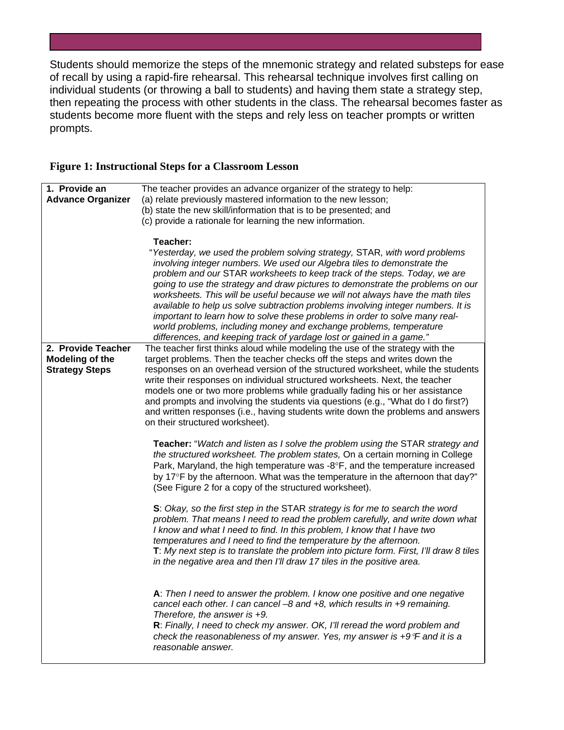Students should memorize the steps of the mnemonic strategy and related substeps for ease of recall by using a rapid-fire rehearsal. This rehearsal technique involves first calling on individual students (or throwing a ball to students) and having them state a strategy step, then repeating the process with other students in the class. The rehearsal becomes faster as students become more fluent with the steps and rely less on teacher prompts or written prompts.

**Figure 1: Instructional Steps for a Classroom Lesson**

| | |
|---|---|
| **1. Provide an Advance Organizer** | The teacher provides an advance organizer of the strategy to help:<br>(a) relate previously mastered information to the new lesson;<br>(b) state the new skill/information that is to be presented; and<br>(c) provide a rationale for learning the new information.<br><br>**Teacher:**<br>"*Yesterday, we used the problem solving strategy,* STAR, *with word problems involving integer numbers. We used our Algebra tiles to demonstrate the problem and our* STAR *worksheets to keep track of the steps. Today, we are going to use the strategy and draw pictures to demonstrate the problems on our worksheets. This will be useful because we will not always have the math tiles available to help us solve subtraction problems involving integer numbers. It is important to learn how to solve these problems in order to solve many real-world problems, including money and exchange problems, temperature differences, and keeping track of yardage lost or gained in a game."* |
| **2. Provide Teacher Modeling of the Strategy Steps** | The teacher first thinks aloud while modeling the use of the strategy with the target problems. Then the teacher checks off the steps and writes down the responses on an overhead version of the structured worksheet, while the students write their responses on individual structured worksheets. Next, the teacher models one or two more problems while gradually fading his or her assistance and prompts and involving the students via questions (e.g., "What do I do first?) and written responses (i.e., having students write down the problems and answers on their structured worksheet).<br><br>**Teacher:** "*Watch and listen as I solve the problem using the* STAR *strategy and the structured worksheet. The problem states,* On a certain morning in College Park, Maryland, the high temperature was -8°F, and the temperature increased by 17°F by the afternoon. What was the temperature in the afternoon that day?" (See Figure 2 for a copy of the structured worksheet).<br><br>**S**: *Okay, so the first step in the* STAR *strategy is for me to search the word problem. That means I need to read the problem carefully, and write down what I know and what I need to find. In this problem, I know that I have two temperatures and I need to find the temperature by the afternoon.*<br>**T**: *My next step is to translate the problem into picture form. First, I'll draw 8 tiles in the negative area and then I'll draw 17 tiles in the positive area.*<br><br>**A**: *Then I need to answer the problem. I know one positive and one negative cancel each other. I can cancel –8 and +8, which results in +9 remaining. Therefore, the answer is +9.*<br>**R**: *Finally, I need to check my answer. OK, I'll reread the word problem and check the reasonableness of my answer. Yes, my answer is +9°F and it is a reasonable answer.* |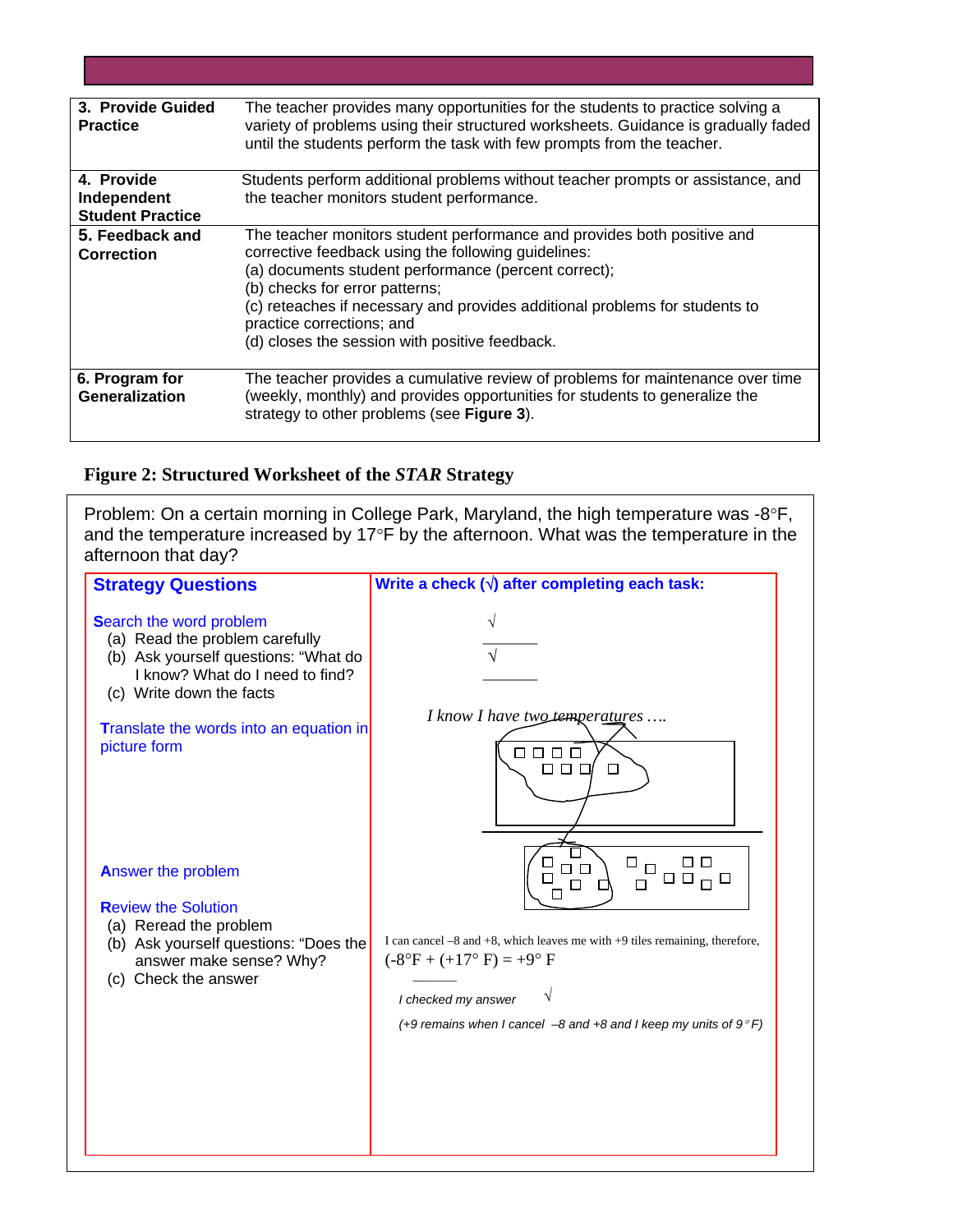| | |
|---|---|
| **3. Provide Guided Practice** | The teacher provides many opportunities for the students to practice solving a variety of problems using their structured worksheets. Guidance is gradually faded until the students perform the task with few prompts from the teacher. |
| **4. Provide Independent Student Practice** | Students perform additional problems without teacher prompts or assistance, and the teacher monitors student performance. |
| **5. Feedback and Correction** | The teacher monitors student performance and provides both positive and corrective feedback using the following guidelines:<br>(a) documents student performance (percent correct);<br>(b) checks for error patterns;<br>(c) reteaches if necessary and provides additional problems for students to practice corrections; and<br>(d) closes the session with positive feedback. |
| **6. Program for Generalization** | The teacher provides a cumulative review of problems for maintenance over time (weekly, monthly) and provides opportunities for students to generalize the strategy to other problems (see **Figure 3**). |

**Figure 2: Structured Worksheet of the *STAR* Strategy**

Problem: On a certain morning in College Park, Maryland, the high temperature was -8°F, and the temperature increased by 17°F by the afternoon. What was the temperature in the afternoon that day?

| Strategy Questions | Write a check (√) after completing each task: |
|---|---|
| **S**earch the word problem<br>(a) Read the problem carefully<br>(b) Ask yourself questions: "What do I know? What do I need to find?<br>(c) Write down the facts | √<br>\_\_\_\_\_\_<br>√<br>\_\_\_\_\_\_<br>*I know I have two temperatures ….* |
| **T**ranslate the words into an equation in picture form | |
| **A**nswer the problem | I can cancel –8 and +8, which leaves me with +9 tiles remaining, therefore,<br>(-8°F + (+17° F) = +9° F |
| **R**eview the Solution<br>(a) Reread the problem<br>(b) Ask yourself questions: "Does the answer make sense? Why?<br>(c) Check the answer | \_\_\_\_\_\_<br>*I checked my answer* √<br>*(+9 remains when I cancel –8 and +8 and I keep my units of 9 °F)* |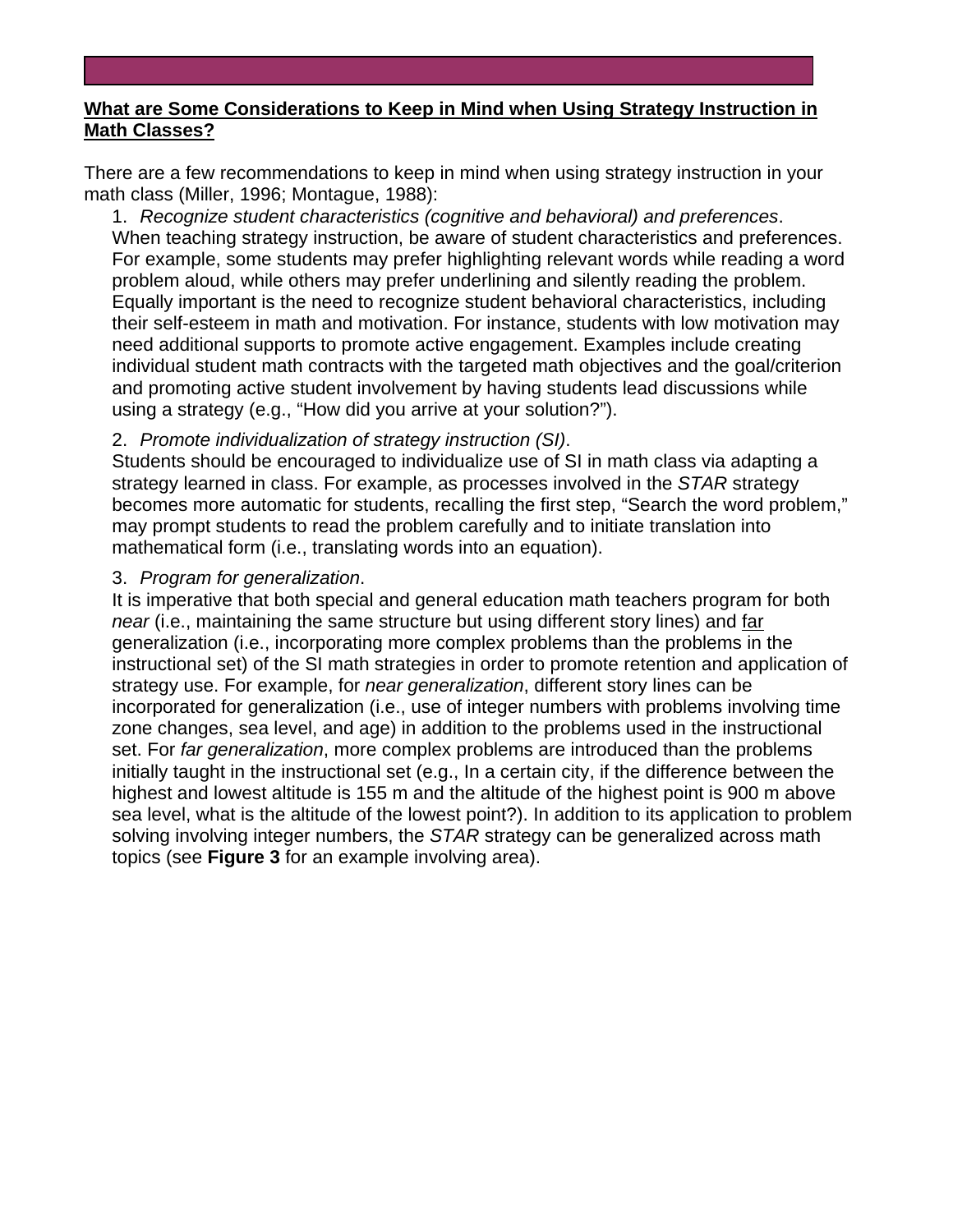## **What are Some Considerations to Keep in Mind when Using Strategy Instruction in Math Classes?**

There are a few recommendations to keep in mind when using strategy instruction in your math class (Miller, 1996; Montague, 1988):

1. *Recognize student characteristics (cognitive and behavioral) and preferences*.
When teaching strategy instruction, be aware of student characteristics and preferences. For example, some students may prefer highlighting relevant words while reading a word problem aloud, while others may prefer underlining and silently reading the problem. Equally important is the need to recognize student behavioral characteristics, including their self-esteem in math and motivation. For instance, students with low motivation may need additional supports to promote active engagement. Examples include creating individual student math contracts with the targeted math objectives and the goal/criterion and promoting active student involvement by having students lead discussions while using a strategy (e.g., "How did you arrive at your solution?").

2. *Promote individualization of strategy instruction (SI)*.
Students should be encouraged to individualize use of SI in math class via adapting a strategy learned in class. For example, as processes involved in the *STAR* strategy becomes more automatic for students, recalling the first step, "Search the word problem," may prompt students to read the problem carefully and to initiate translation into mathematical form (i.e., translating words into an equation).

3. *Program for generalization*.
It is imperative that both special and general education math teachers program for both *near* (i.e., maintaining the same structure but using different story lines) and <u>far</u> generalization (i.e., incorporating more complex problems than the problems in the instructional set) of the SI math strategies in order to promote retention and application of strategy use. For example, for *near generalization*, different story lines can be incorporated for generalization (i.e., use of integer numbers with problems involving time zone changes, sea level, and age) in addition to the problems used in the instructional set. For *far generalization*, more complex problems are introduced than the problems initially taught in the instructional set (e.g., In a certain city, if the difference between the highest and lowest altitude is 155 m and the altitude of the highest point is 900 m above sea level, what is the altitude of the lowest point?). In addition to its application to problem solving involving integer numbers, the *STAR* strategy can be generalized across math topics (see **Figure 3** for an example involving area).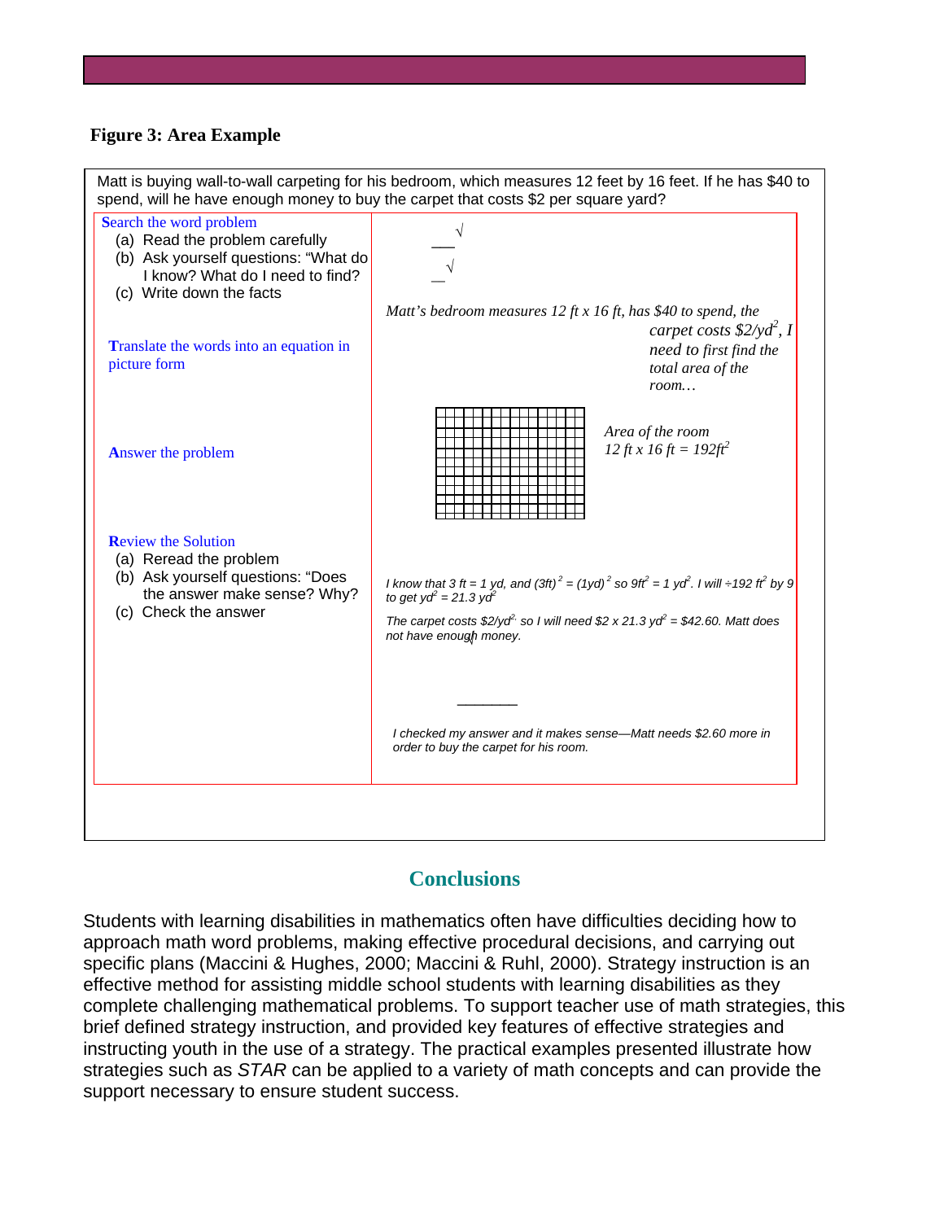**Figure 3: Area Example**

Matt is buying wall-to-wall carpeting for his bedroom, which measures 12 feet by 16 feet. If he has $40 to spend, will he have enough money to buy the carpet that costs $2 per square yard?

| | |
|---|---|
| **S**earch the word problem<br>(a) Read the problem carefully<br>(b) Ask yourself questions: "What do I know? What do I need to find?<br>(c) Write down the facts | √<br>√<br>*Matt's bedroom measures 12 ft x 16 ft, has $40 to spend, the carpet costs $\$2/yd^2$, I need to first find the total area of the room…* |
| **T**ranslate the words into an equation in picture form | *Area of the room*<br>*12 ft x 16 ft = $192ft^2$* |
| **A**nswer the problem | *I know that 3 ft = 1 yd, and $(3ft)^2 = (1yd)^2$ so $9ft^2 = 1\ yd^2$. I will ÷192 $ft^2$ by 9 to get $yd^2 = 21.3\ yd^2$*<br>*The carpet costs $\$2/yd^2$, so I will need $\$2 \times 21.3\ yd^2 = \$42.60$. Matt does not have enough money.* √ |
| **R**eview the Solution<br>(a) Reread the problem<br>(b) Ask yourself questions: "Does the answer make sense? Why?<br>(c) Check the answer | *I checked my answer and it makes sense—Matt needs $2.60 more in order to buy the carpet for his room.* |

## Conclusions

Students with learning disabilities in mathematics often have difficulties deciding how to approach math word problems, making effective procedural decisions, and carrying out specific plans (Maccini & Hughes, 2000; Maccini & Ruhl, 2000). Strategy instruction is an effective method for assisting middle school students with learning disabilities as they complete challenging mathematical problems. To support teacher use of math strategies, this brief defined strategy instruction, and provided key features of effective strategies and instructing youth in the use of a strategy. The practical examples presented illustrate how strategies such as *STAR* can be applied to a variety of math concepts and can provide the support necessary to ensure student success.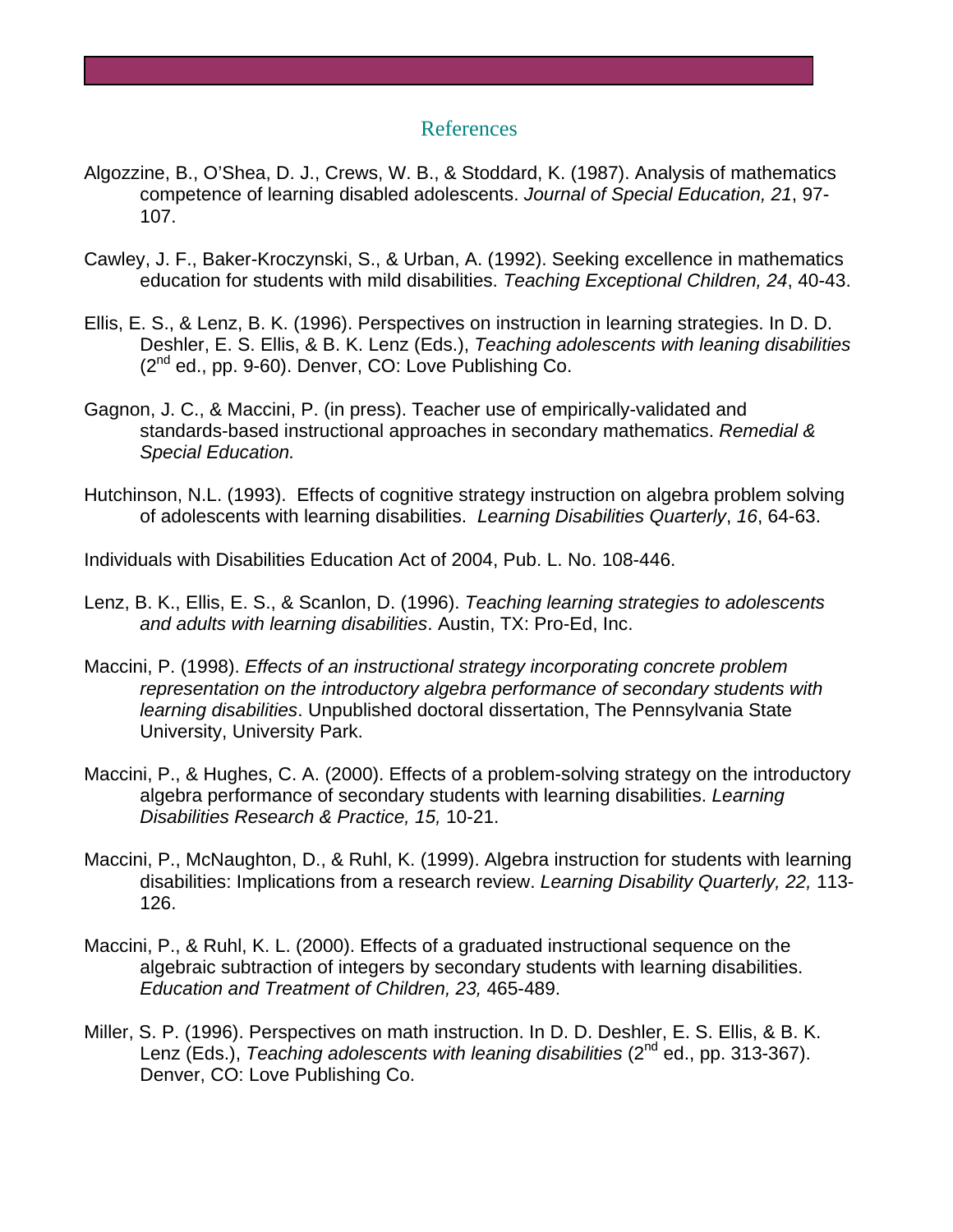## References

Algozzine, B., O'Shea, D. J., Crews, W. B., & Stoddard, K. (1987). Analysis of mathematics competence of learning disabled adolescents. *Journal of Special Education, 21*, 97-107.

Cawley, J. F., Baker-Kroczynski, S., & Urban, A. (1992). Seeking excellence in mathematics education for students with mild disabilities. *Teaching Exceptional Children, 24*, 40-43.

Ellis, E. S., & Lenz, B. K. (1996). Perspectives on instruction in learning strategies. In D. D. Deshler, E. S. Ellis, & B. K. Lenz (Eds.), *Teaching adolescents with leaning disabilities* (2nd ed., pp. 9-60). Denver, CO: Love Publishing Co.

Gagnon, J. C., & Maccini, P. (in press). Teacher use of empirically-validated and standards-based instructional approaches in secondary mathematics. *Remedial & Special Education.*

Hutchinson, N.L. (1993). Effects of cognitive strategy instruction on algebra problem solving of adolescents with learning disabilities. *Learning Disabilities Quarterly*, *16*, 64-63.

Individuals with Disabilities Education Act of 2004, Pub. L. No. 108-446.

Lenz, B. K., Ellis, E. S., & Scanlon, D. (1996). *Teaching learning strategies to adolescents and adults with learning disabilities*. Austin, TX: Pro-Ed, Inc.

Maccini, P. (1998). *Effects of an instructional strategy incorporating concrete problem representation on the introductory algebra performance of secondary students with learning disabilities*. Unpublished doctoral dissertation, The Pennsylvania State University, University Park.

Maccini, P., & Hughes, C. A. (2000). Effects of a problem-solving strategy on the introductory algebra performance of secondary students with learning disabilities. *Learning Disabilities Research & Practice, 15,* 10-21.

Maccini, P., McNaughton, D., & Ruhl, K. (1999). Algebra instruction for students with learning disabilities: Implications from a research review. *Learning Disability Quarterly, 22,* 113-126.

Maccini, P., & Ruhl, K. L. (2000). Effects of a graduated instructional sequence on the algebraic subtraction of integers by secondary students with learning disabilities. *Education and Treatment of Children, 23,* 465-489.

Miller, S. P. (1996). Perspectives on math instruction. In D. D. Deshler, E. S. Ellis, & B. K. Lenz (Eds.), *Teaching adolescents with leaning disabilities* (2nd ed., pp. 313-367). Denver, CO: Love Publishing Co.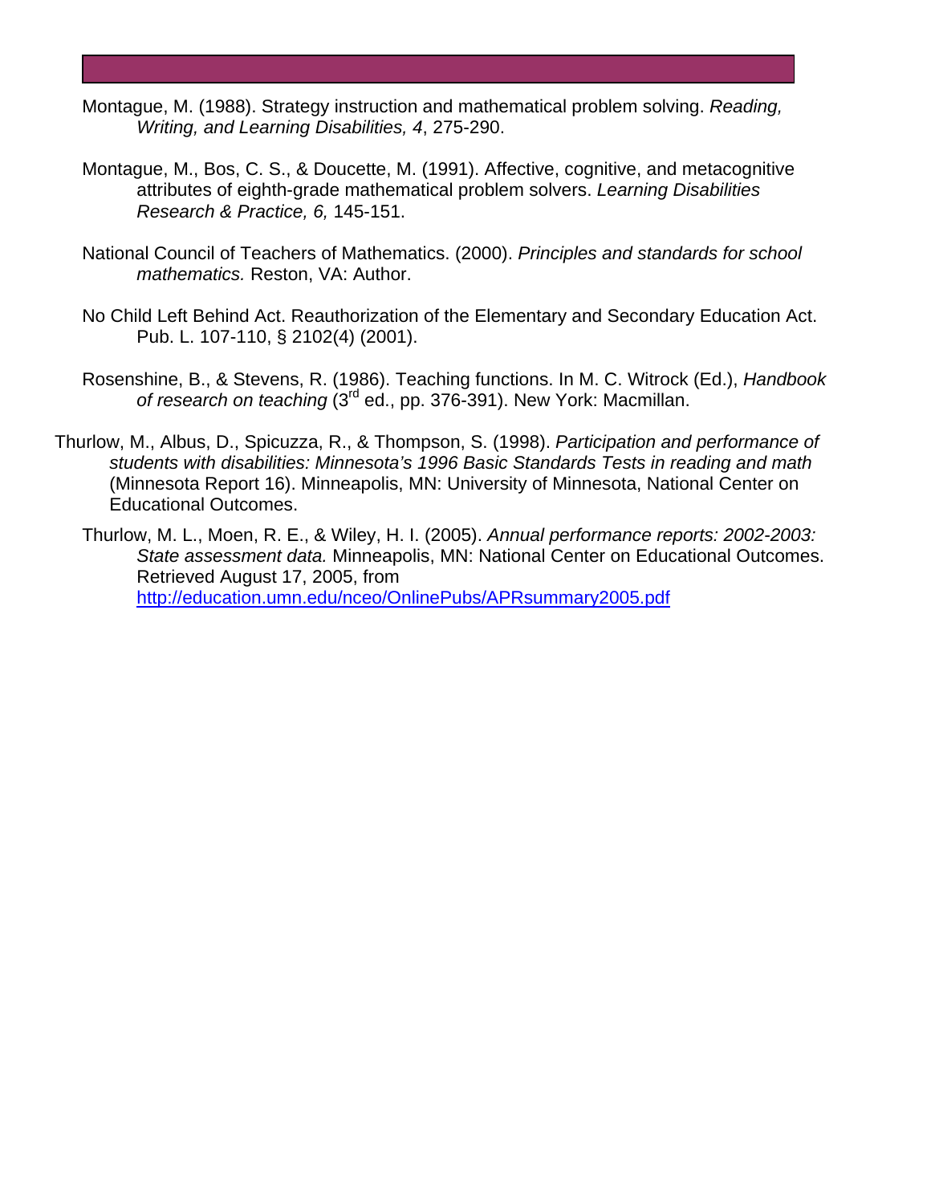Montague, M. (1988). Strategy instruction and mathematical problem solving. *Reading, Writing, and Learning Disabilities, 4*, 275-290.

Montague, M., Bos, C. S., & Doucette, M. (1991). Affective, cognitive, and metacognitive attributes of eighth-grade mathematical problem solvers. *Learning Disabilities Research & Practice, 6,* 145-151.

National Council of Teachers of Mathematics. (2000). *Principles and standards for school mathematics.* Reston, VA: Author.

No Child Left Behind Act. Reauthorization of the Elementary and Secondary Education Act. Pub. L. 107-110, § 2102(4) (2001).

Rosenshine, B., & Stevens, R. (1986). Teaching functions. In M. C. Witrock (Ed.), *Handbook of research on teaching* (3rd ed., pp. 376-391). New York: Macmillan.

Thurlow, M., Albus, D., Spicuzza, R., & Thompson, S. (1998). *Participation and performance of students with disabilities: Minnesota's 1996 Basic Standards Tests in reading and math* (Minnesota Report 16). Minneapolis, MN: University of Minnesota, National Center on Educational Outcomes.

Thurlow, M. L., Moen, R. E., & Wiley, H. I. (2005). *Annual performance reports: 2002-2003: State assessment data.* Minneapolis, MN: National Center on Educational Outcomes. Retrieved August 17, 2005, from http://education.umn.edu/nceo/OnlinePubs/APRsummary2005.pdf